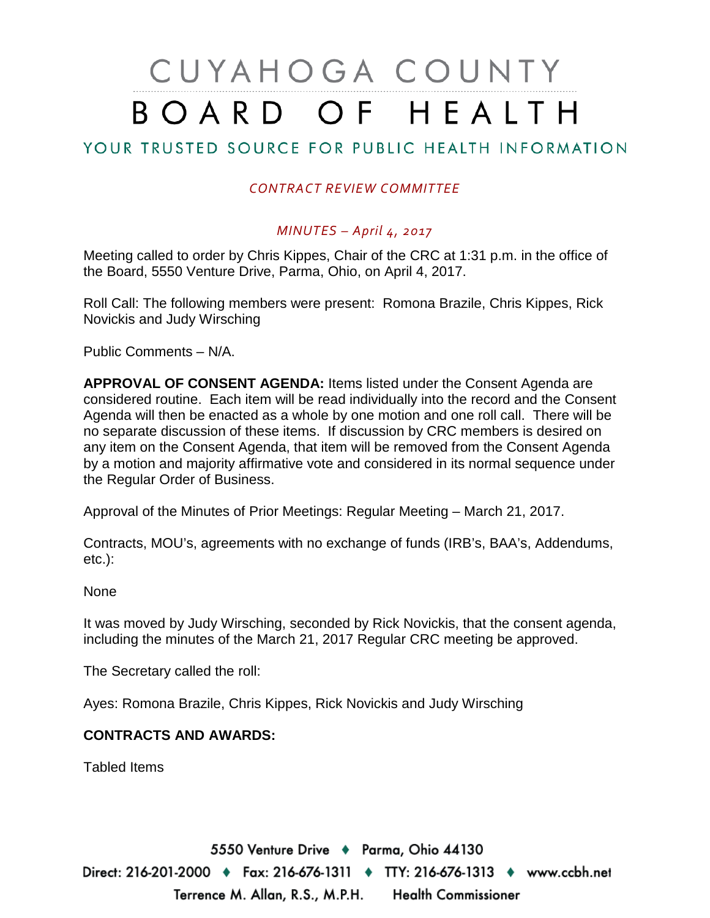# CUYAHOGA COUNTY BOARD OF HEALTH

## YOUR TRUSTED SOURCE FOR PUBLIC HEALTH INFORMATION

*CONTRACT REVIEW COMMITTEE*

*MINUTES – April 4, 2017*

Meeting called to order by Chris Kippes, Chair of the CRC at 1:31 p.m. in the office of the Board, 5550 Venture Drive, Parma, Ohio, on April 4, 2017.

Roll Call: The following members were present: Romona Brazile, Chris Kippes, Rick Novickis and Judy Wirsching

Public Comments – N/A.

**APPROVAL OF CONSENT AGENDA:** Items listed under the Consent Agenda are considered routine. Each item will be read individually into the record and the Consent Agenda will then be enacted as a whole by one motion and one roll call. There will be no separate discussion of these items. If discussion by CRC members is desired on any item on the Consent Agenda, that item will be removed from the Consent Agenda by a motion and majority affirmative vote and considered in its normal sequence under the Regular Order of Business.

Approval of the Minutes of Prior Meetings: Regular Meeting – March 21, 2017.

Contracts, MOU's, agreements with no exchange of funds (IRB's, BAA's, Addendums, etc.):

None

It was moved by Judy Wirsching, seconded by Rick Novickis, that the consent agenda, including the minutes of the March 21, 2017 Regular CRC meeting be approved.

The Secretary called the roll:

Ayes: Romona Brazile, Chris Kippes, Rick Novickis and Judy Wirsching

**CONTRACTS AND AWARDS:**

Tabled Items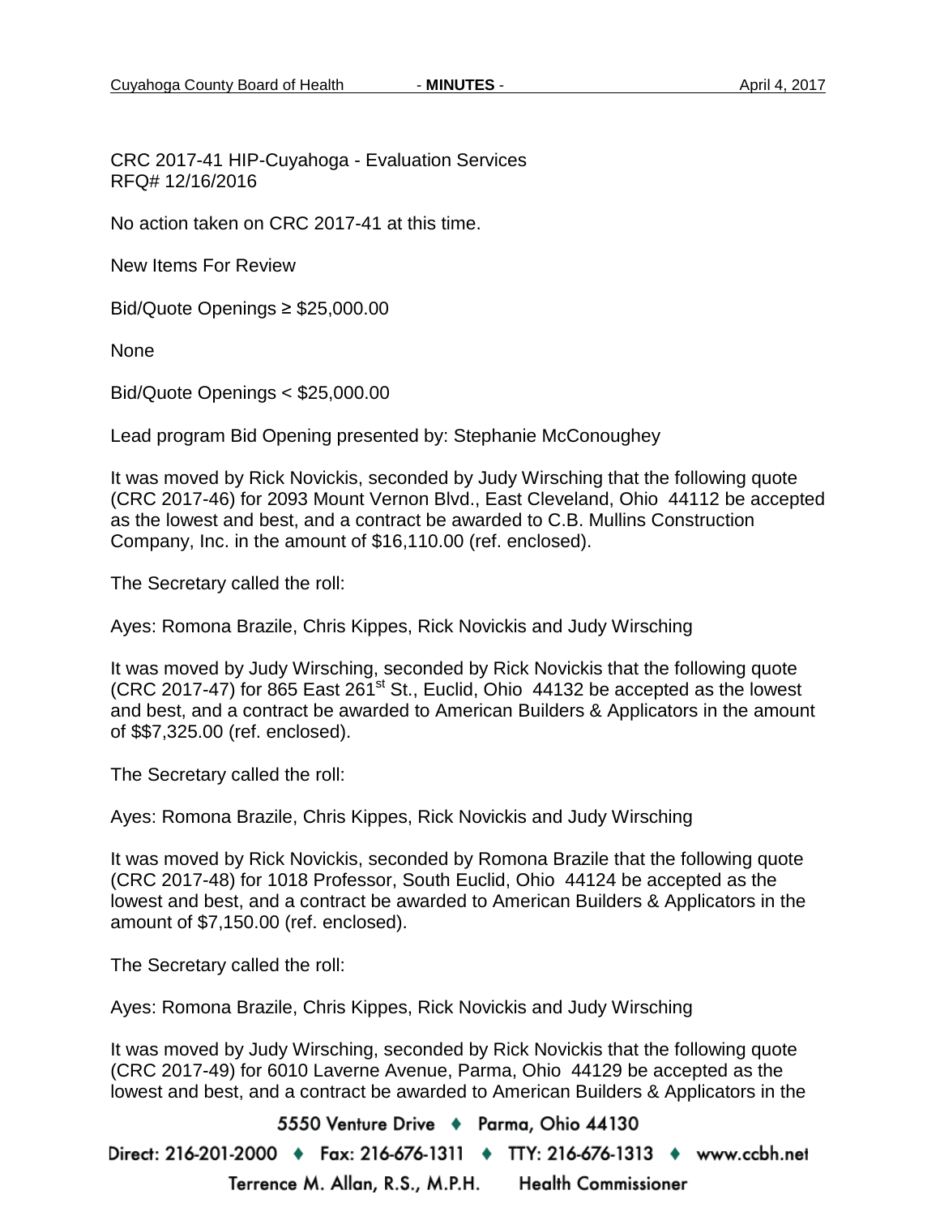CRC 2017-41 HIP-Cuyahoga - Evaluation Services
RFQ# 12/16/2016

No action taken on CRC 2017-41 at this time.

New Items For Review

Bid/Quote Openings ≥ $25,000.00

None

Bid/Quote Openings < $25,000.00

Lead program Bid Opening presented by: Stephanie McConoughey

It was moved by Rick Novickis, seconded by Judy Wirsching that the following quote (CRC 2017-46) for 2093 Mount Vernon Blvd., East Cleveland, Ohio 44112 be accepted as the lowest and best, and a contract be awarded to C.B. Mullins Construction Company, Inc. in the amount of $16,110.00 (ref. enclosed).

The Secretary called the roll:

Ayes: Romona Brazile, Chris Kippes, Rick Novickis and Judy Wirsching

It was moved by Judy Wirsching, seconded by Rick Novickis that the following quote (CRC 2017-47) for 865 East 261st St., Euclid, Ohio 44132 be accepted as the lowest and best, and a contract be awarded to American Builders & Applicators in the amount of $$7,325.00 (ref. enclosed).

The Secretary called the roll:

Ayes: Romona Brazile, Chris Kippes, Rick Novickis and Judy Wirsching

It was moved by Rick Novickis, seconded by Romona Brazile that the following quote (CRC 2017-48) for 1018 Professor, South Euclid, Ohio 44124 be accepted as the lowest and best, and a contract be awarded to American Builders & Applicators in the amount of $7,150.00 (ref. enclosed).

The Secretary called the roll:

Ayes: Romona Brazile, Chris Kippes, Rick Novickis and Judy Wirsching

It was moved by Judy Wirsching, seconded by Rick Novickis that the following quote (CRC 2017-49) for 6010 Laverne Avenue, Parma, Ohio 44129 be accepted as the lowest and best, and a contract be awarded to American Builders & Applicators in the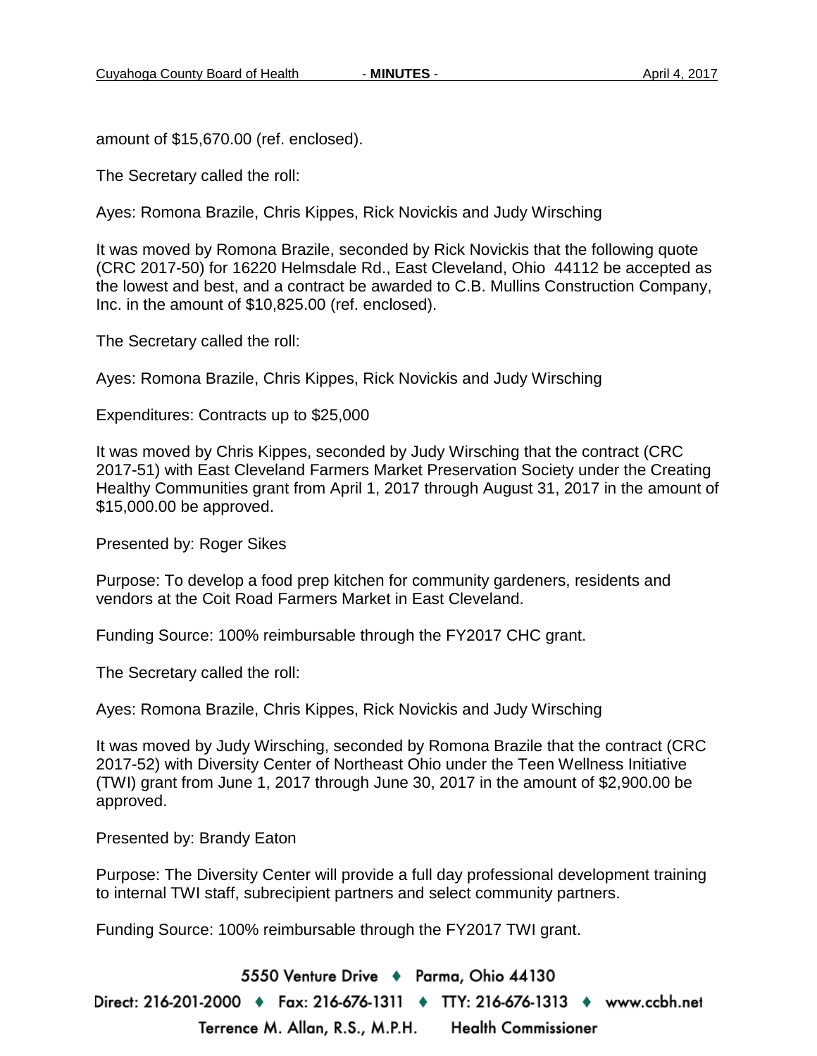amount of $15,670.00 (ref. enclosed).

The Secretary called the roll:

Ayes: Romona Brazile, Chris Kippes, Rick Novickis and Judy Wirsching

It was moved by Romona Brazile, seconded by Rick Novickis that the following quote (CRC 2017-50) for 16220 Helmsdale Rd., East Cleveland, Ohio 44112 be accepted as the lowest and best, and a contract be awarded to C.B. Mullins Construction Company, Inc. in the amount of $10,825.00 (ref. enclosed).

The Secretary called the roll:

Ayes: Romona Brazile, Chris Kippes, Rick Novickis and Judy Wirsching

Expenditures: Contracts up to $25,000

It was moved by Chris Kippes, seconded by Judy Wirsching that the contract (CRC 2017-51) with East Cleveland Farmers Market Preservation Society under the Creating Healthy Communities grant from April 1, 2017 through August 31, 2017 in the amount of $15,000.00 be approved.

Presented by: Roger Sikes

Purpose: To develop a food prep kitchen for community gardeners, residents and vendors at the Coit Road Farmers Market in East Cleveland.

Funding Source: 100% reimbursable through the FY2017 CHC grant.

The Secretary called the roll:

Ayes: Romona Brazile, Chris Kippes, Rick Novickis and Judy Wirsching

It was moved by Judy Wirsching, seconded by Romona Brazile that the contract (CRC 2017-52) with Diversity Center of Northeast Ohio under the Teen Wellness Initiative (TWI) grant from June 1, 2017 through June 30, 2017 in the amount of $2,900.00 be approved.

Presented by: Brandy Eaton

Purpose: The Diversity Center will provide a full day professional development training to internal TWI staff, subrecipient partners and select community partners.

Funding Source: 100% reimbursable through the FY2017 TWI grant.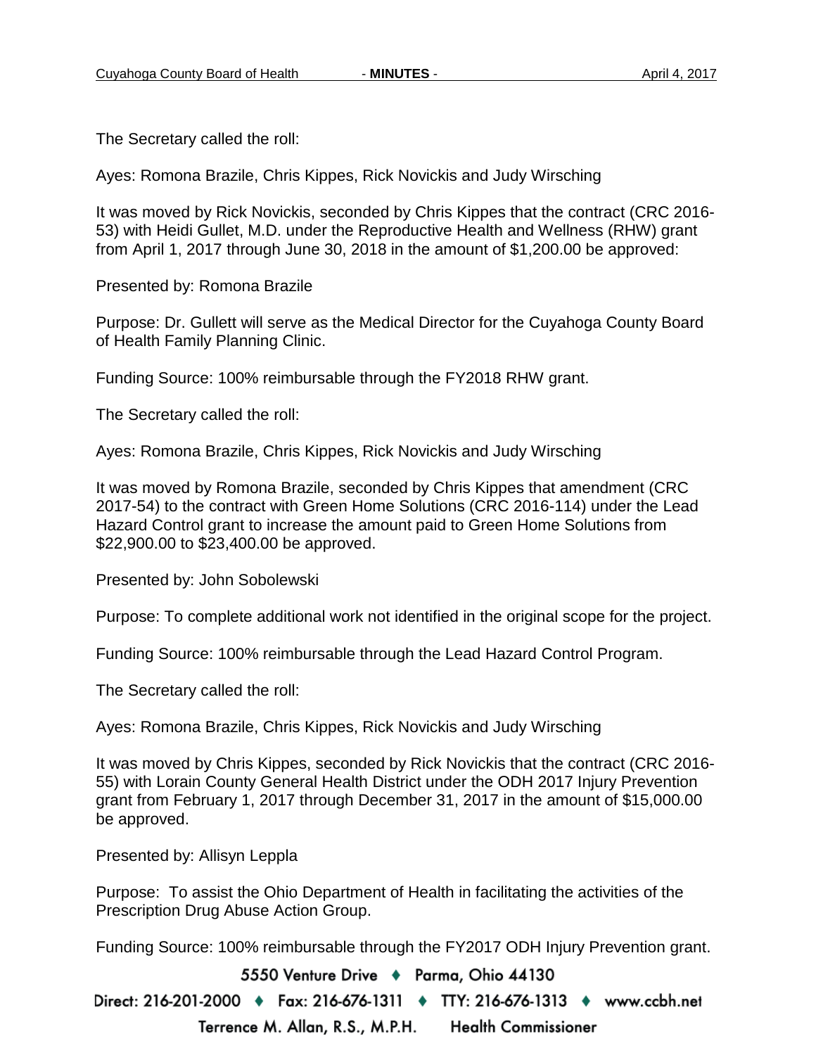The Secretary called the roll:

Ayes: Romona Brazile, Chris Kippes, Rick Novickis and Judy Wirsching

It was moved by Rick Novickis, seconded by Chris Kippes that the contract (CRC 2016-53) with Heidi Gullet, M.D. under the Reproductive Health and Wellness (RHW) grant from April 1, 2017 through June 30, 2018 in the amount of $1,200.00 be approved:

Presented by: Romona Brazile

Purpose: Dr. Gullett will serve as the Medical Director for the Cuyahoga County Board of Health Family Planning Clinic.

Funding Source: 100% reimbursable through the FY2018 RHW grant.

The Secretary called the roll:

Ayes: Romona Brazile, Chris Kippes, Rick Novickis and Judy Wirsching

It was moved by Romona Brazile, seconded by Chris Kippes that amendment (CRC 2017-54) to the contract with Green Home Solutions (CRC 2016-114) under the Lead Hazard Control grant to increase the amount paid to Green Home Solutions from $22,900.00 to $23,400.00 be approved.

Presented by: John Sobolewski

Purpose: To complete additional work not identified in the original scope for the project.

Funding Source: 100% reimbursable through the Lead Hazard Control Program.

The Secretary called the roll:

Ayes: Romona Brazile, Chris Kippes, Rick Novickis and Judy Wirsching

It was moved by Chris Kippes, seconded by Rick Novickis that the contract (CRC 2016-55) with Lorain County General Health District under the ODH 2017 Injury Prevention grant from February 1, 2017 through December 31, 2017 in the amount of $15,000.00 be approved.

Presented by: Allisyn Leppla

Purpose: To assist the Ohio Department of Health in facilitating the activities of the Prescription Drug Abuse Action Group.

Funding Source: 100% reimbursable through the FY2017 ODH Injury Prevention grant.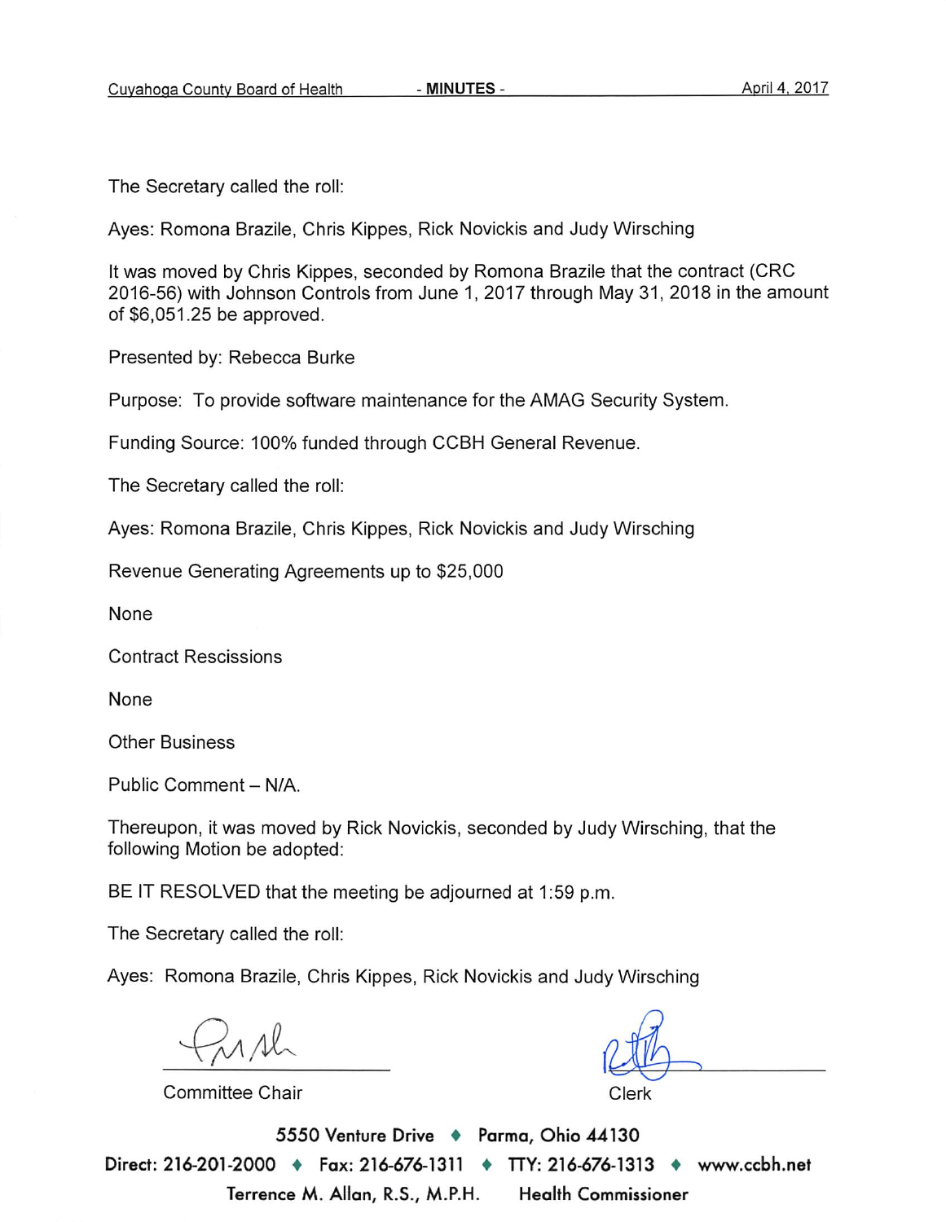The Secretary called the roll:

Ayes: Romona Brazile, Chris Kippes, Rick Novickis and Judy Wirsching

It was moved by Chris Kippes, seconded by Romona Brazile that the contract (CRC 2016-56) with Johnson Controls from June 1, 2017 through May 31, 2018 in the amount of $6,051.25 be approved.

Presented by: Rebecca Burke

Purpose: To provide software maintenance for the AMAG Security System.

Funding Source: 100% funded through CCBH General Revenue.

The Secretary called the roll:

Ayes: Romona Brazile, Chris Kippes, Rick Novickis and Judy Wirsching

Revenue Generating Agreements up to $25,000

None

Contract Rescissions

None

Other Business

Public Comment – N/A.

Thereupon, it was moved by Rick Novickis, seconded by Judy Wirsching, that the following Motion be adopted:

BE IT RESOLVED that the meeting be adjourned at 1:59 p.m.

The Secretary called the roll:

Ayes: Romona Brazile, Chris Kippes, Rick Novickis and Judy Wirsching

Committee Chair

Clerk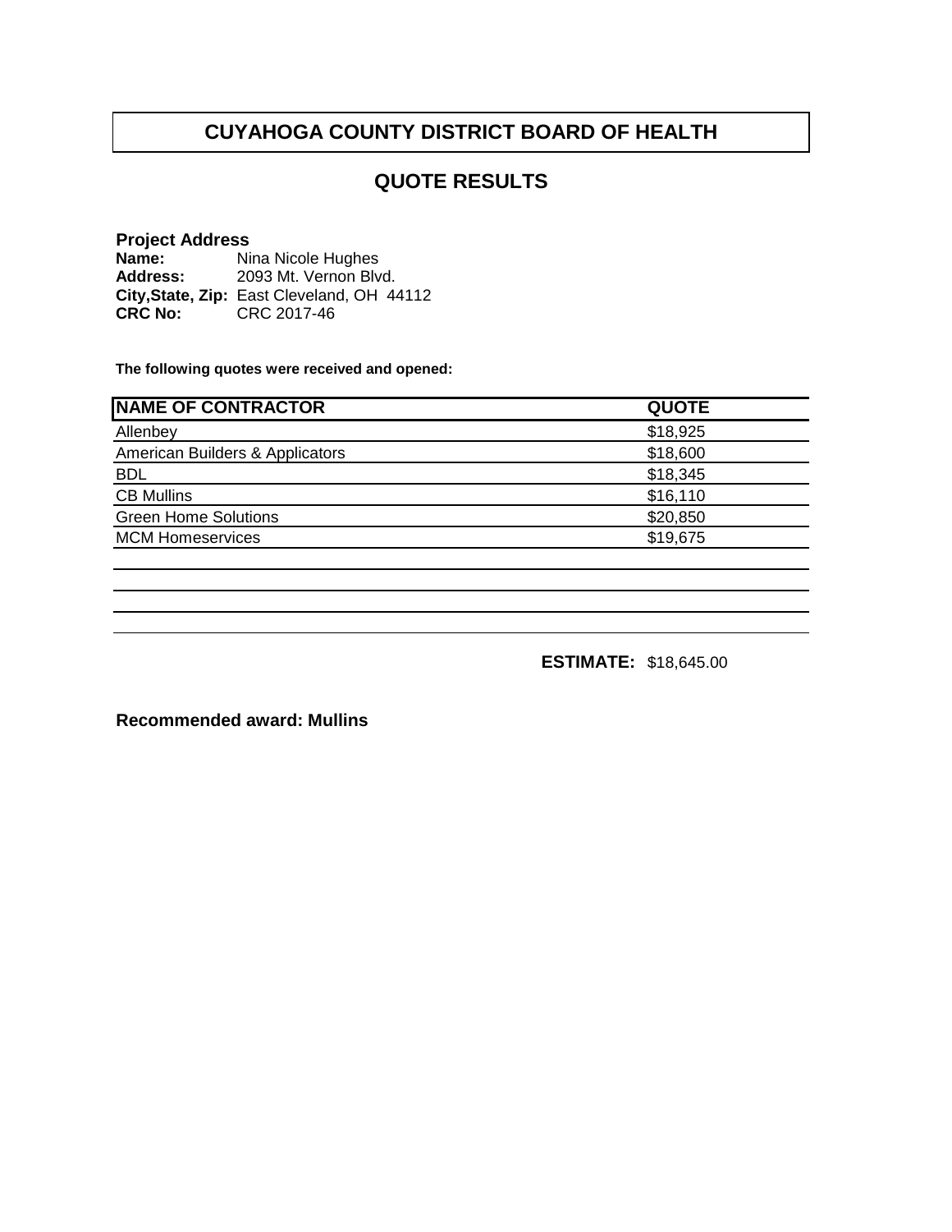# CUYAHOGA COUNTY DISTRICT BOARD OF HEALTH

## QUOTE RESULTS

**Project Address**
**Name:** Nina Nicole Hughes
**Address:** 2093 Mt. Vernon Blvd.
**City,State, Zip:** East Cleveland, OH 44112
**CRC No:** CRC 2017-46

**The following quotes were received and opened:**

| NAME OF CONTRACTOR | QUOTE |
|---|---|
| Allenbey | $18,925 |
| American Builders & Applicators | $18,600 |
| BDL | $18,345 |
| CB Mullins | $16,110 |
| Green Home Solutions | $20,850 |
| MCM Homeservices | $19,675 |
| | |
| | |
| | |
| | |

**ESTIMATE:** $18,645.00

**Recommended award: Mullins**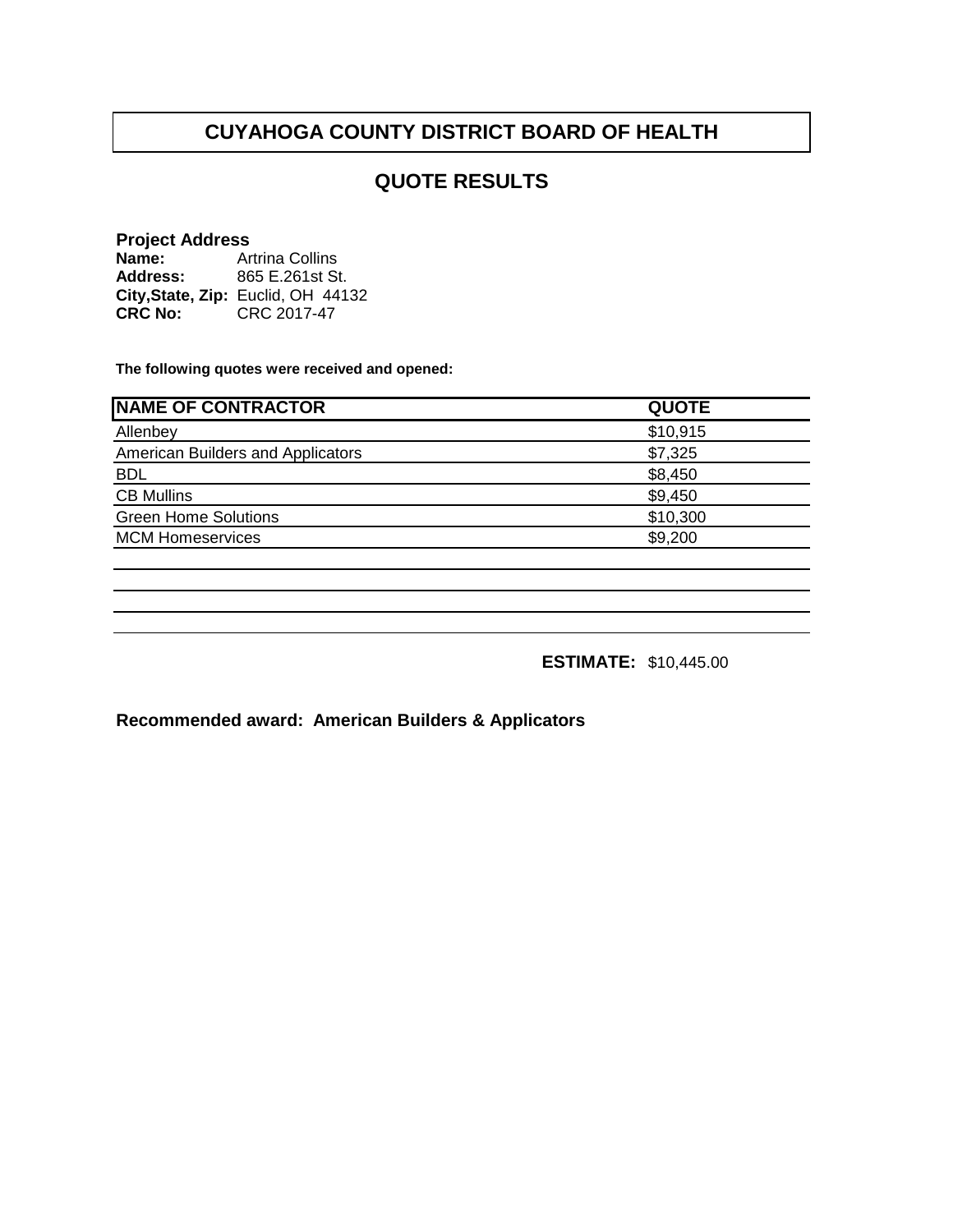# CUYAHOGA COUNTY DISTRICT BOARD OF HEALTH

## QUOTE RESULTS

**Project Address**
**Name:** Artrina Collins
**Address:** 865 E.261st St.
**City,State, Zip:** Euclid, OH 44132
**CRC No:** CRC 2017-47

**The following quotes were received and opened:**

| NAME OF CONTRACTOR | QUOTE |
|---|---|
| Allenbey | $10,915 |
| American Builders and Applicators | $7,325 |
| BDL | $8,450 |
| CB Mullins | $9,450 |
| Green Home Solutions | $10,300 |
| MCM Homeservices | $9,200 |
| | |
| | |
| | |
| | |

**ESTIMATE:** $10,445.00

**Recommended award: American Builders & Applicators**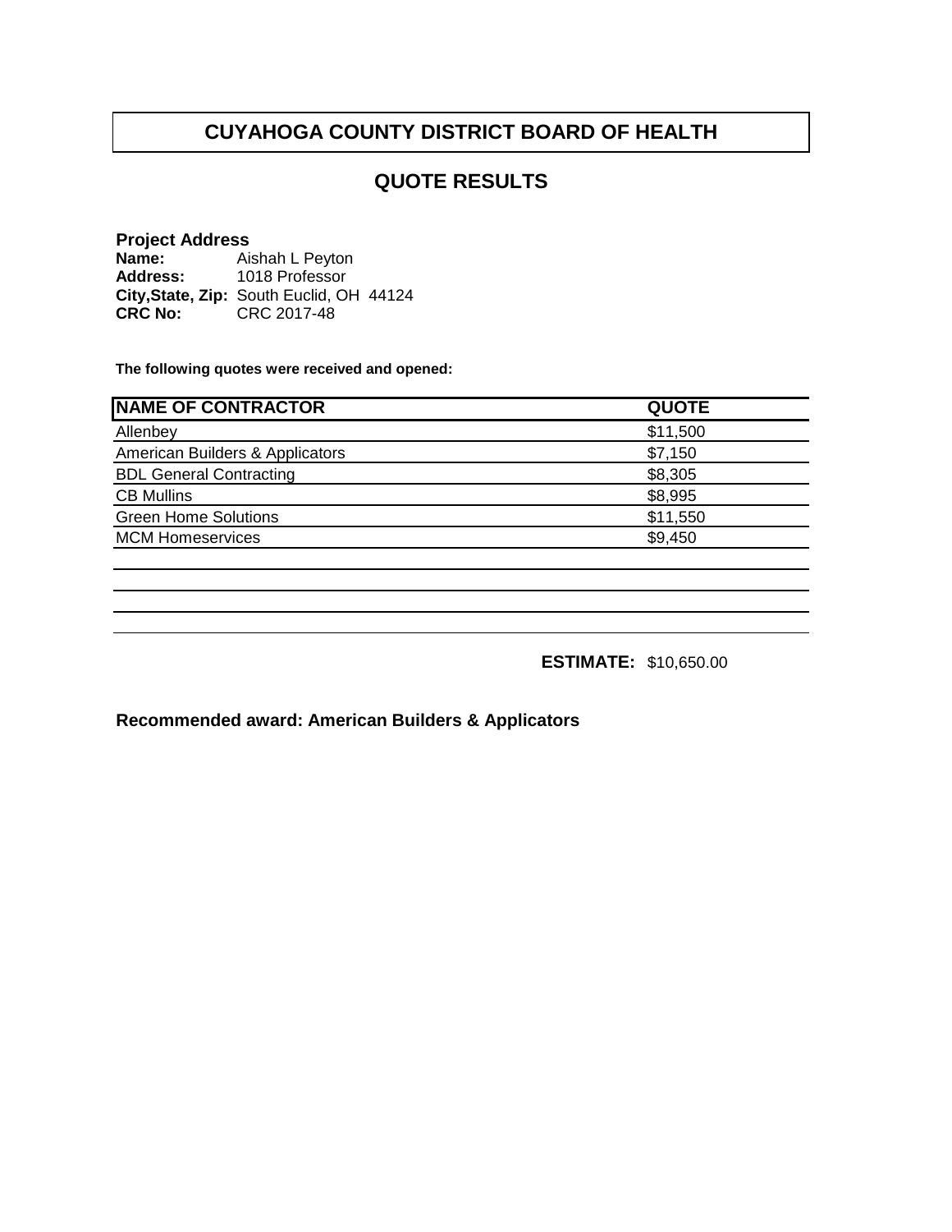# CUYAHOGA COUNTY DISTRICT BOARD OF HEALTH

## QUOTE RESULTS

**Project Address**
**Name:** Aishah L Peyton
**Address:** 1018 Professor
**City,State, Zip:** South Euclid, OH 44124
**CRC No:** CRC 2017-48

**The following quotes were received and opened:**

| NAME OF CONTRACTOR | QUOTE |
|---|---|
| Allenbey | $11,500 |
| American Builders & Applicators | $7,150 |
| BDL General Contracting | $8,305 |
| CB Mullins | $8,995 |
| Green Home Solutions | $11,550 |
| MCM Homeservices | $9,450 |

**ESTIMATE:** $10,650.00

**Recommended award: American Builders & Applicators**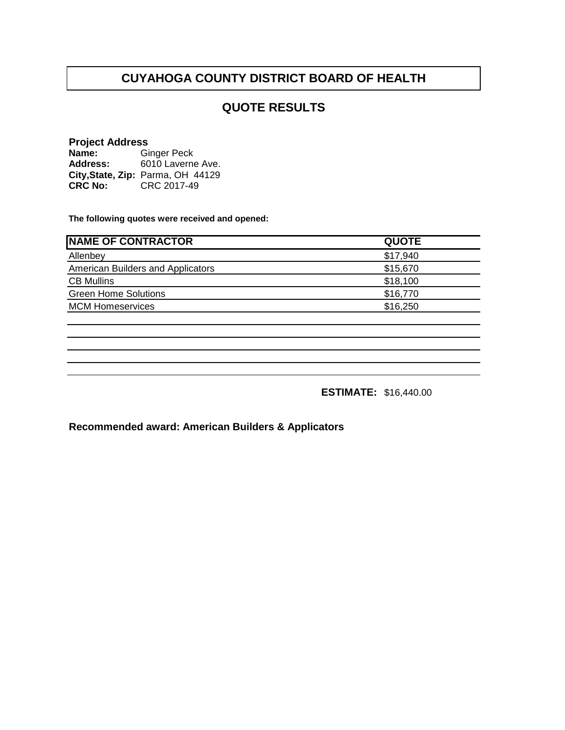# CUYAHOGA COUNTY DISTRICT BOARD OF HEALTH

## QUOTE RESULTS

**Project Address**
**Name:** Ginger Peck
**Address:** 6010 Laverne Ave.
**City,State, Zip:** Parma, OH 44129
**CRC No:** CRC 2017-49

**The following quotes were received and opened:**

| NAME OF CONTRACTOR | QUOTE |
|---|---|
| Allenbey | $17,940 |
| American Builders and Applicators | $15,670 |
| CB Mullins | $18,100 |
| Green Home Solutions | $16,770 |
| MCM Homeservices | $16,250 |

**ESTIMATE:** $16,440.00

**Recommended award: American Builders & Applicators**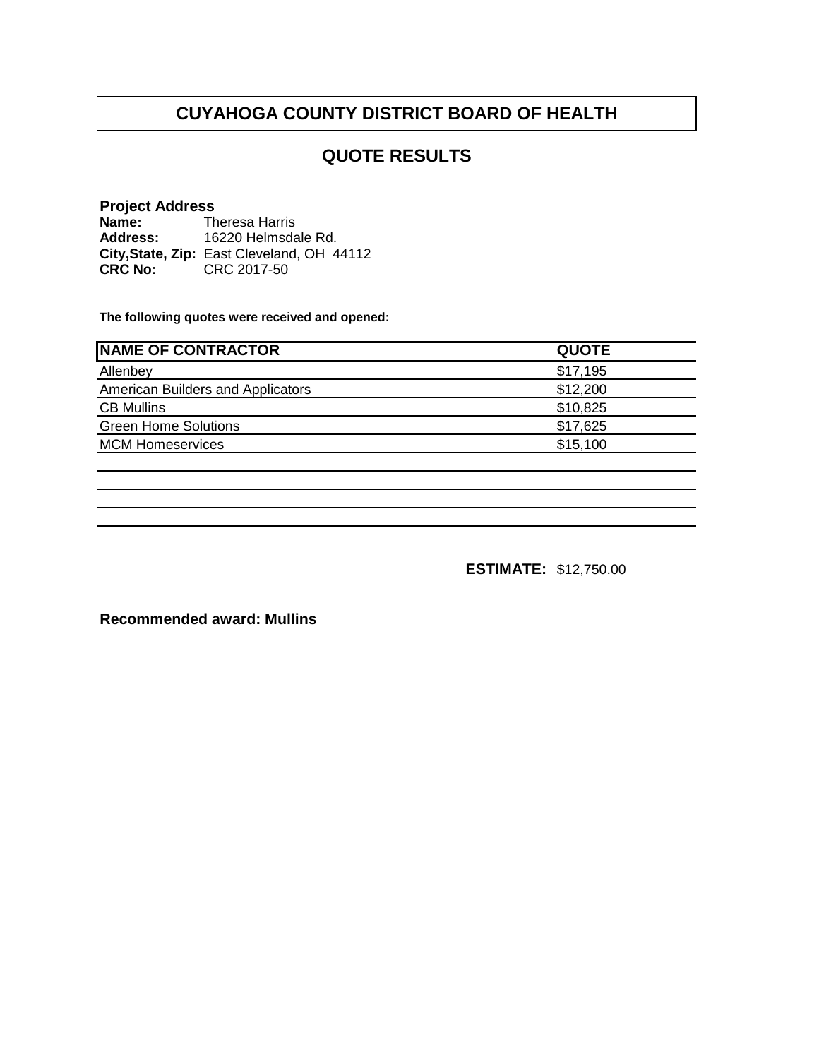# CUYAHOGA COUNTY DISTRICT BOARD OF HEALTH

## QUOTE RESULTS

**Project Address**
**Name:** Theresa Harris
**Address:** 16220 Helmsdale Rd.
**City,State, Zip:** East Cleveland, OH 44112
**CRC No:** CRC 2017-50

**The following quotes were received and opened:**

| NAME OF CONTRACTOR | QUOTE |
|---|---|
| Allenbey | $17,195 |
| American Builders and Applicators | $12,200 |
| CB Mullins | $10,825 |
| Green Home Solutions | $17,625 |
| MCM Homeservices | $15,100 |

**ESTIMATE:** $12,750.00

**Recommended award: Mullins**